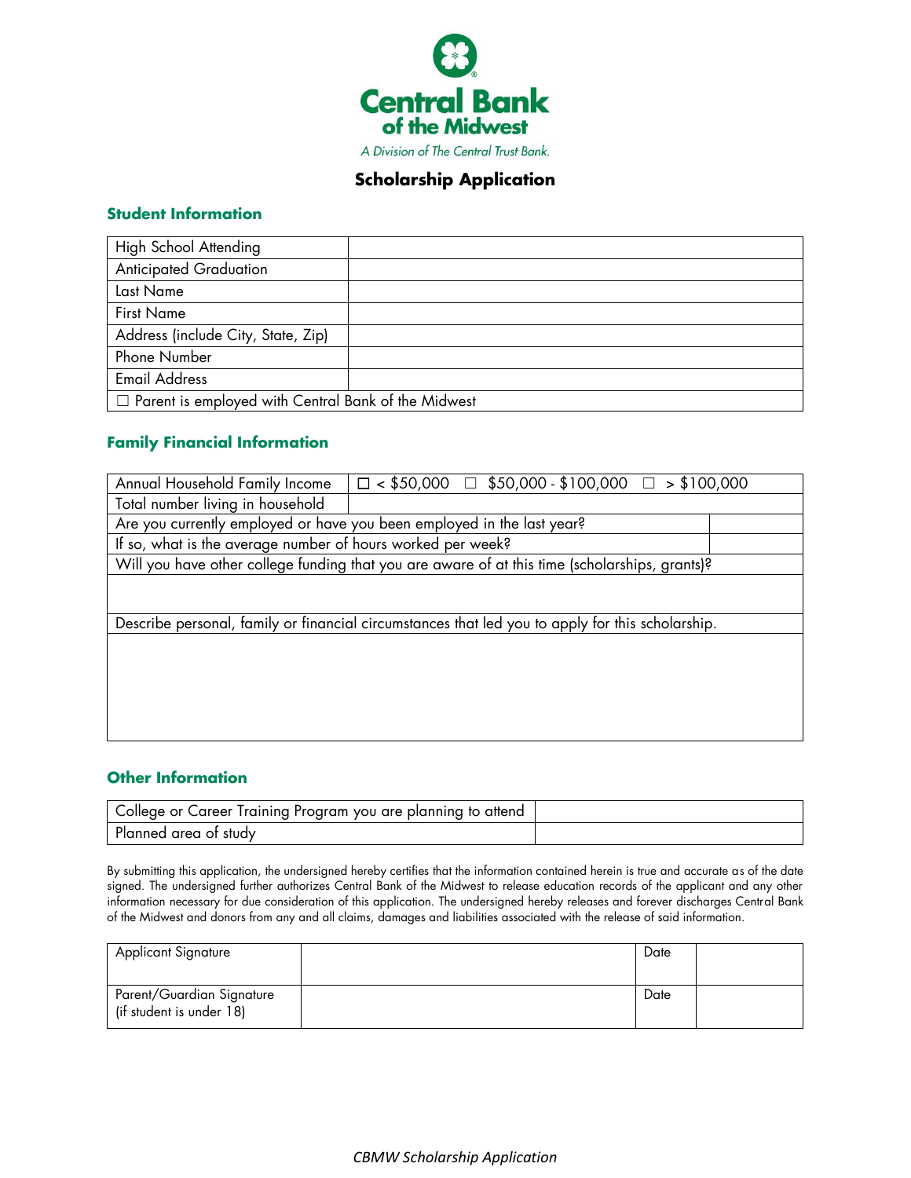**Central Bank of the Midwest**

*A Division of The Central Trust Bank.*

# Scholarship Application

## Student Information

| | |
|---|---|
| High School Attending | |
| Anticipated Graduation | |
| Last Name | |
| First Name | |
| Address (include City, State, Zip) | |
| Phone Number | |
| Email Address | |
| ☐ Parent is employed with Central Bank of the Midwest | |

## Family Financial Information

| | |
|---|---|
| Annual Household Family Income | ☐ < $50,000 ☐ $50,000 - $100,000 ☐ > $100,000 |
| Total number living in household | |
| Are you currently employed or have you been employed in the last year? | |
| If so, what is the average number of hours worked per week? | |
| Will you have other college funding that you are aware of at this time (scholarships, grants)? | |
| | |
| Describe personal, family or financial circumstances that led you to apply for this scholarship. | |
| | |

## Other Information

| | |
|---|---|
| College or Career Training Program you are planning to attend | |
| Planned area of study | |

By submitting this application, the undersigned hereby certifies that the information contained herein is true and accurate as of the date signed. The undersigned further authorizes Central Bank of the Midwest to release education records of the applicant and any other information necessary for due consideration of this application. The undersigned hereby releases and forever discharges Central Bank of the Midwest and donors from any and all claims, damages and liabilities associated with the release of said information.

| | | | |
|---|---|---|---|
| Applicant Signature | | Date | |
| Parent/Guardian Signature (if student is under 18) | | Date | |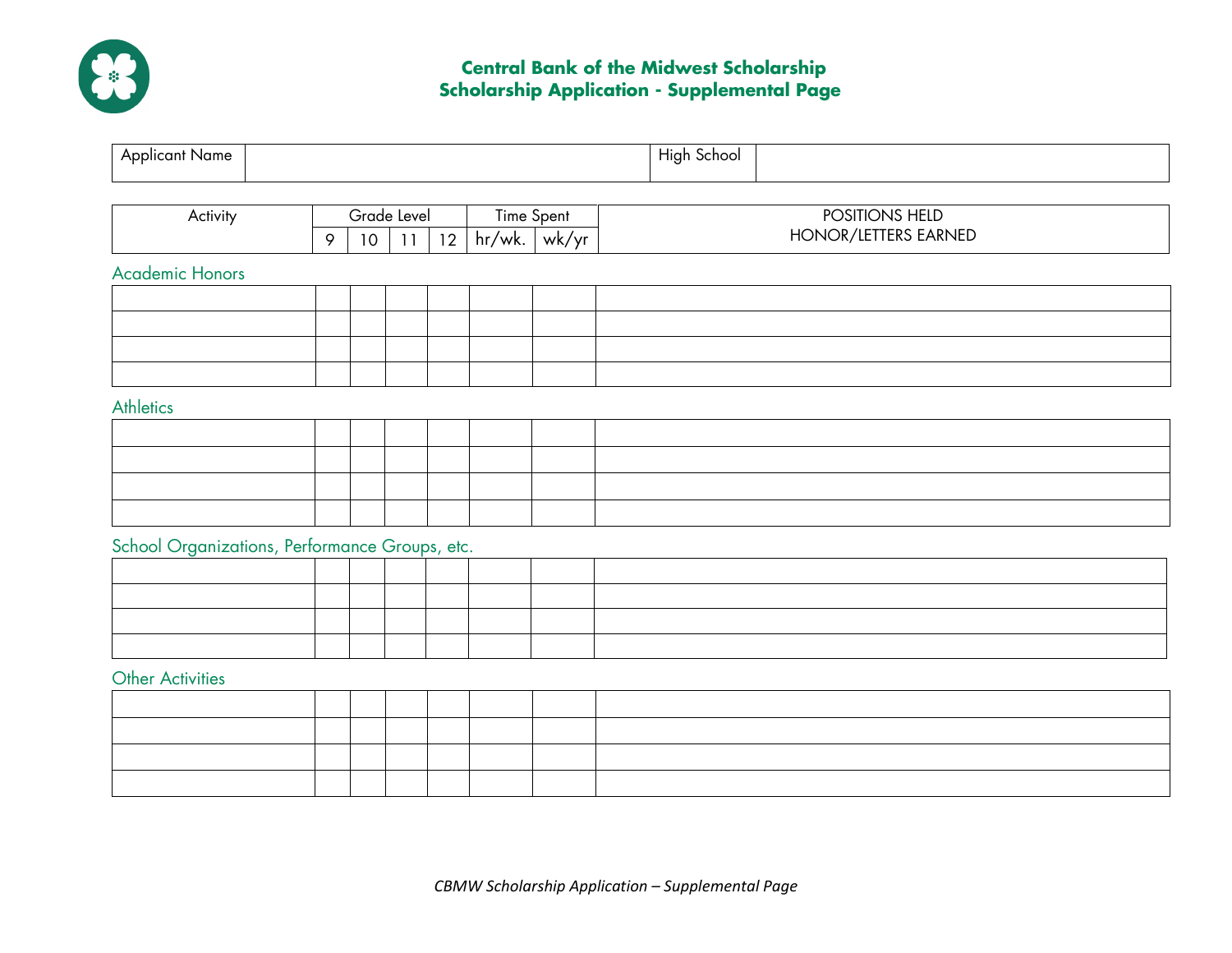# Central Bank of the Midwest Scholarship
## Scholarship Application - Supplemental Page

| Applicant Name | | High School | |
|---|---|---|---|

| Activity | Grade Level | | | | Time Spent | | POSITIONS HELD HONOR/LETTERS EARNED |
|---|---|---|---|---|---|---|---|
| | 9 | 10 | 11 | 12 | hr/wk. | wk/yr | |

### Academic Honors

| | | | | | | | |
|---|---|---|---|---|---|---|---|
| | | | | | | | |
| | | | | | | | |
| | | | | | | | |
| | | | | | | | |

### Athletics

| | | | | | | | |
|---|---|---|---|---|---|---|---|
| | | | | | | | |
| | | | | | | | |
| | | | | | | | |
| | | | | | | | |

### School Organizations, Performance Groups, etc.

| | | | | | | | |
|---|---|---|---|---|---|---|---|
| | | | | | | | |
| | | | | | | | |
| | | | | | | | |
| | | | | | | | |

### Other Activities

| | | | | | | | |
|---|---|---|---|---|---|---|---|
| | | | | | | | |
| | | | | | | | |
| | | | | | | | |
| | | | | | | | |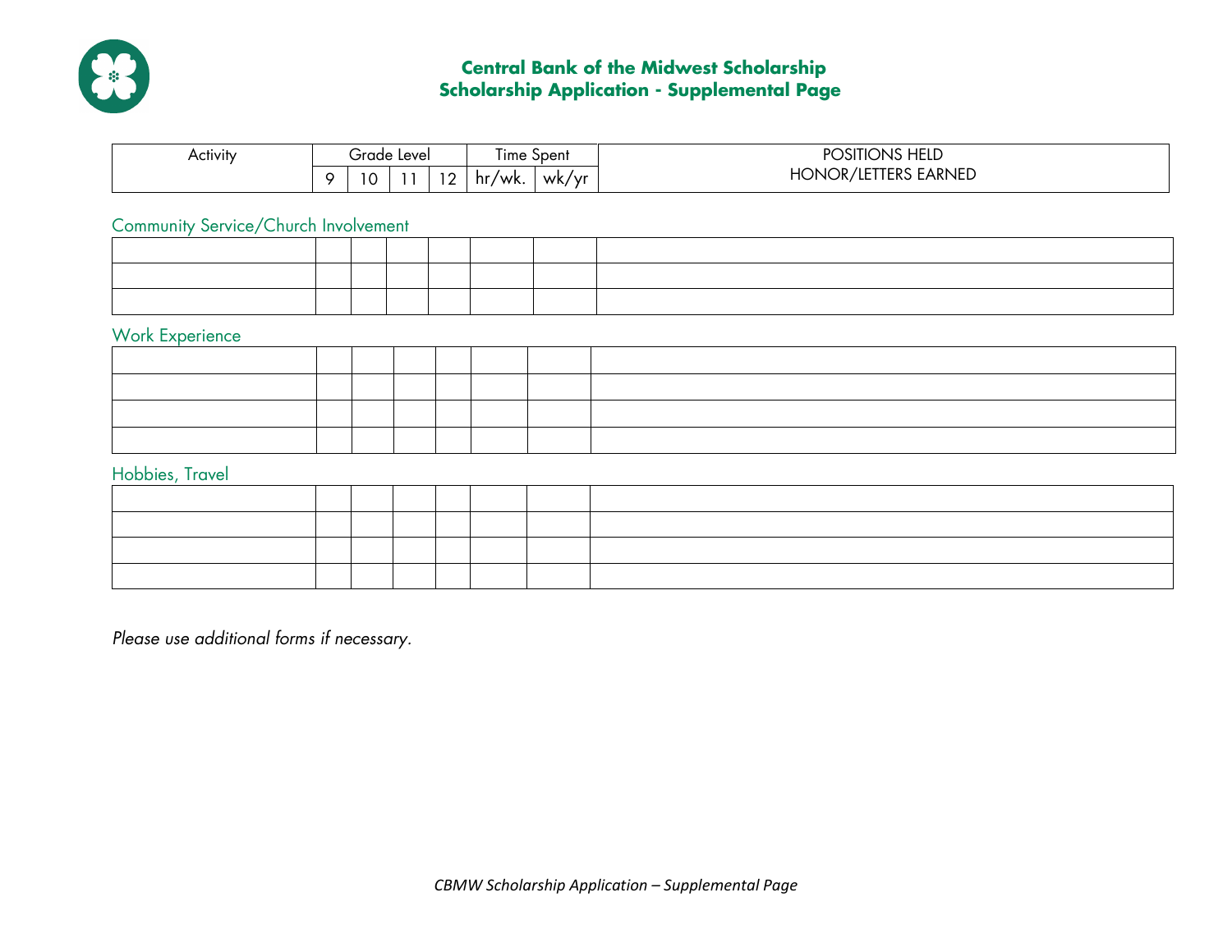# Central Bank of the Midwest Scholarship
## Scholarship Application - Supplemental Page

| Activity | Grade Level | | | | Time Spent | | POSITIONS HELD HONOR/LETTERS EARNED |
|---|---|---|---|---|---|---|---|
| | 9 | 10 | 11 | 12 | hr/wk. | wk/yr | |

### Community Service/Church Involvement

| | | | | | | | |
|---|---|---|---|---|---|---|---|
| | | | | | | | |
| | | | | | | | |
| | | | | | | | |

### Work Experience

| | | | | | | | |
|---|---|---|---|---|---|---|---|
| | | | | | | | |
| | | | | | | | |
| | | | | | | | |
| | | | | | | | |

### Hobbies, Travel

| | | | | | | | |
|---|---|---|---|---|---|---|---|
| | | | | | | | |
| | | | | | | | |
| | | | | | | | |
| | | | | | | | |

*Please use additional forms if necessary.*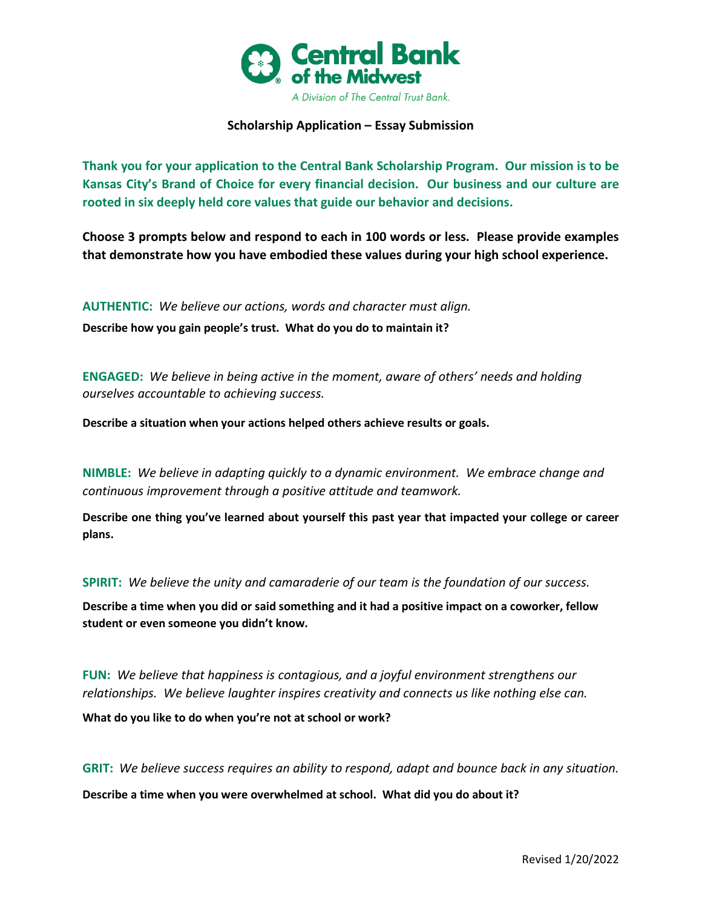Central Bank of the Midwest

*A Division of The Central Trust Bank.*

**Scholarship Application – Essay Submission**

**Thank you for your application to the Central Bank Scholarship Program. Our mission is to be Kansas City's Brand of Choice for every financial decision. Our business and our culture are rooted in six deeply held core values that guide our behavior and decisions.**

**Choose 3 prompts below and respond to each in 100 words or less. Please provide examples that demonstrate how you have embodied these values during your high school experience.**

**AUTHENTIC:** *We believe our actions, words and character must align.*

**Describe how you gain people's trust. What do you do to maintain it?**

**ENGAGED:** *We believe in being active in the moment, aware of others' needs and holding ourselves accountable to achieving success.*

**Describe a situation when your actions helped others achieve results or goals.**

**NIMBLE:** *We believe in adapting quickly to a dynamic environment. We embrace change and continuous improvement through a positive attitude and teamwork.*

**Describe one thing you've learned about yourself this past year that impacted your college or career plans.**

**SPIRIT:** *We believe the unity and camaraderie of our team is the foundation of our success.*

**Describe a time when you did or said something and it had a positive impact on a coworker, fellow student or even someone you didn't know.**

**FUN:** *We believe that happiness is contagious, and a joyful environment strengthens our relationships. We believe laughter inspires creativity and connects us like nothing else can.*

**What do you like to do when you're not at school or work?**

**GRIT:** *We believe success requires an ability to respond, adapt and bounce back in any situation.*

**Describe a time when you were overwhelmed at school. What did you do about it?**

Revised 1/20/2022